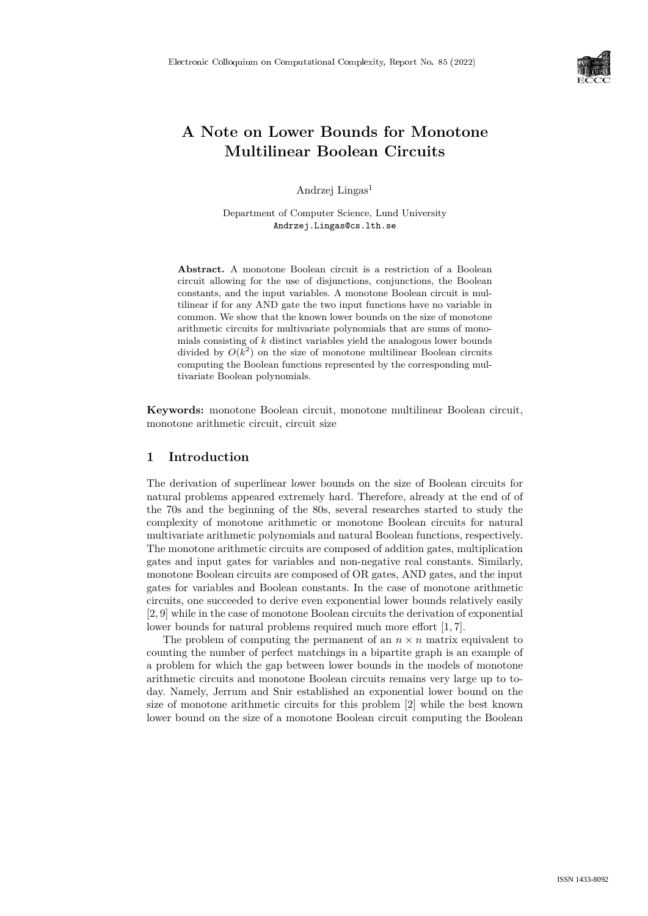# A Note on Lower Bounds for Monotone Multilinear Boolean Circuits

Andrzej Lingas[1]

Department of Computer Science, Lund University
Andrzej.Lingas@cs.lth.se

**Abstract.** A monotone Boolean circuit is a restriction of a Boolean circuit allowing for the use of disjunctions, conjunctions, the Boolean constants, and the input variables. A monotone Boolean circuit is multilinear if for any AND gate the two input functions have no variable in common. We show that the known lower bounds on the size of monotone arithmetic circuits for multivariate polynomials that are sums of monomials consisting of $k$ distinct variables yield the analogous lower bounds divided by $O(k^2)$ on the size of monotone multilinear Boolean circuits computing the Boolean functions represented by the corresponding multivariate Boolean polynomials.

**Keywords:** monotone Boolean circuit, monotone multilinear Boolean circuit, monotone arithmetic circuit, circuit size

## 1 Introduction

The derivation of superlinear lower bounds on the size of Boolean circuits for natural problems appeared extremely hard. Therefore, already at the end of of the 70s and the beginning of the 80s, several researches started to study the complexity of monotone arithmetic or monotone Boolean circuits for natural multivariate arithmetic polynomials and natural Boolean functions, respectively. The monotone arithmetic circuits are composed of addition gates, multiplication gates and input gates for variables and non-negative real constants. Similarly, monotone Boolean circuits are composed of OR gates, AND gates, and the input gates for variables and Boolean constants. In the case of monotone arithmetic circuits, one succeeded to derive even exponential lower bounds relatively easily [2, 9] while in the case of monotone Boolean circuits the derivation of exponential lower bounds for natural problems required much more effort [1, 7].

The problem of computing the permanent of an $n \times n$ matrix equivalent to counting the number of perfect matchings in a bipartite graph is an example of a problem for which the gap between lower bounds in the models of monotone arithmetic circuits and monotone Boolean circuits remains very large up to today. Namely, Jerrum and Snir established an exponential lower bound on the size of monotone arithmetic circuits for this problem [2] while the best known lower bound on the size of a monotone Boolean circuit computing the Boolean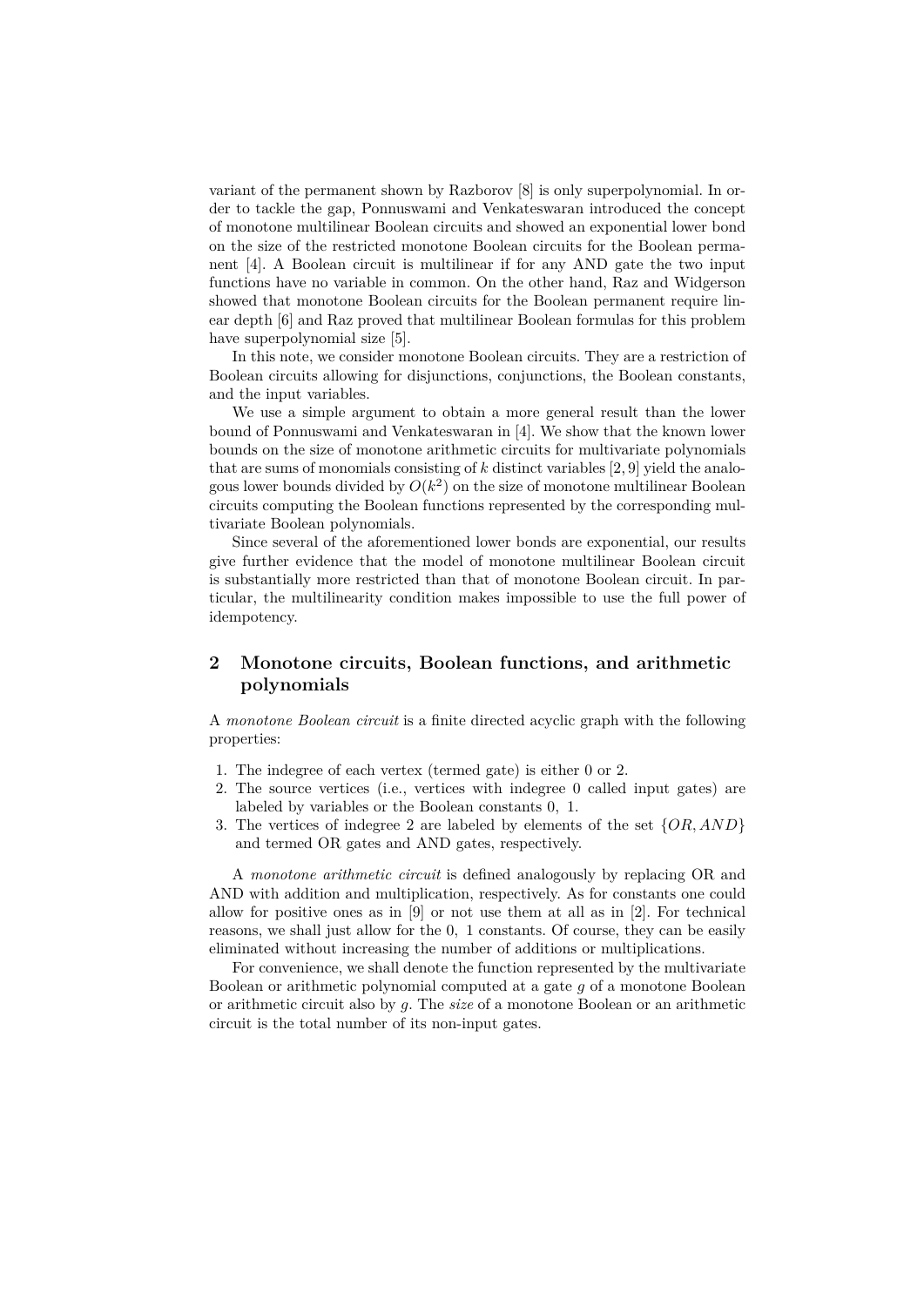variant of the permanent shown by Razborov [8] is only superpolynomial. In order to tackle the gap, Ponnuswami and Venkateswaran introduced the concept of monotone multilinear Boolean circuits and showed an exponential lower bond on the size of the restricted monotone Boolean circuits for the Boolean permanent [4]. A Boolean circuit is multilinear if for any AND gate the two input functions have no variable in common. On the other hand, Raz and Widgerson showed that monotone Boolean circuits for the Boolean permanent require linear depth [6] and Raz proved that multilinear Boolean formulas for this problem have superpolynomial size [5].

In this note, we consider monotone Boolean circuits. They are a restriction of Boolean circuits allowing for disjunctions, conjunctions, the Boolean constants, and the input variables.

We use a simple argument to obtain a more general result than the lower bound of Ponnuswami and Venkateswaran in [4]. We show that the known lower bounds on the size of monotone arithmetic circuits for multivariate polynomials that are sums of monomials consisting of $k$ distinct variables [2, 9] yield the analogous lower bounds divided by $O(k^2)$ on the size of monotone multilinear Boolean circuits computing the Boolean functions represented by the corresponding multivariate Boolean polynomials.

Since several of the aforementioned lower bonds are exponential, our results give further evidence that the model of monotone multilinear Boolean circuit is substantially more restricted than that of monotone Boolean circuit. In particular, the multilinearity condition makes impossible to use the full power of idempotency.

## 2 Monotone circuits, Boolean functions, and arithmetic polynomials

A *monotone Boolean circuit* is a finite directed acyclic graph with the following properties:

1. The indegree of each vertex (termed gate) is either 0 or 2.
2. The source vertices (i.e., vertices with indegree 0 called input gates) are labeled by variables or the Boolean constants 0, 1.
3. The vertices of indegree 2 are labeled by elements of the set $\{OR, AND\}$ and termed OR gates and AND gates, respectively.

A *monotone arithmetic circuit* is defined analogously by replacing OR and AND with addition and multiplication, respectively. As for constants one could allow for positive ones as in [9] or not use them at all as in [2]. For technical reasons, we shall just allow for the 0, 1 constants. Of course, they can be easily eliminated without increasing the number of additions or multiplications.

For convenience, we shall denote the function represented by the multivariate Boolean or arithmetic polynomial computed at a gate $g$ of a monotone Boolean or arithmetic circuit also by $g$. The *size* of a monotone Boolean or an arithmetic circuit is the total number of its non-input gates.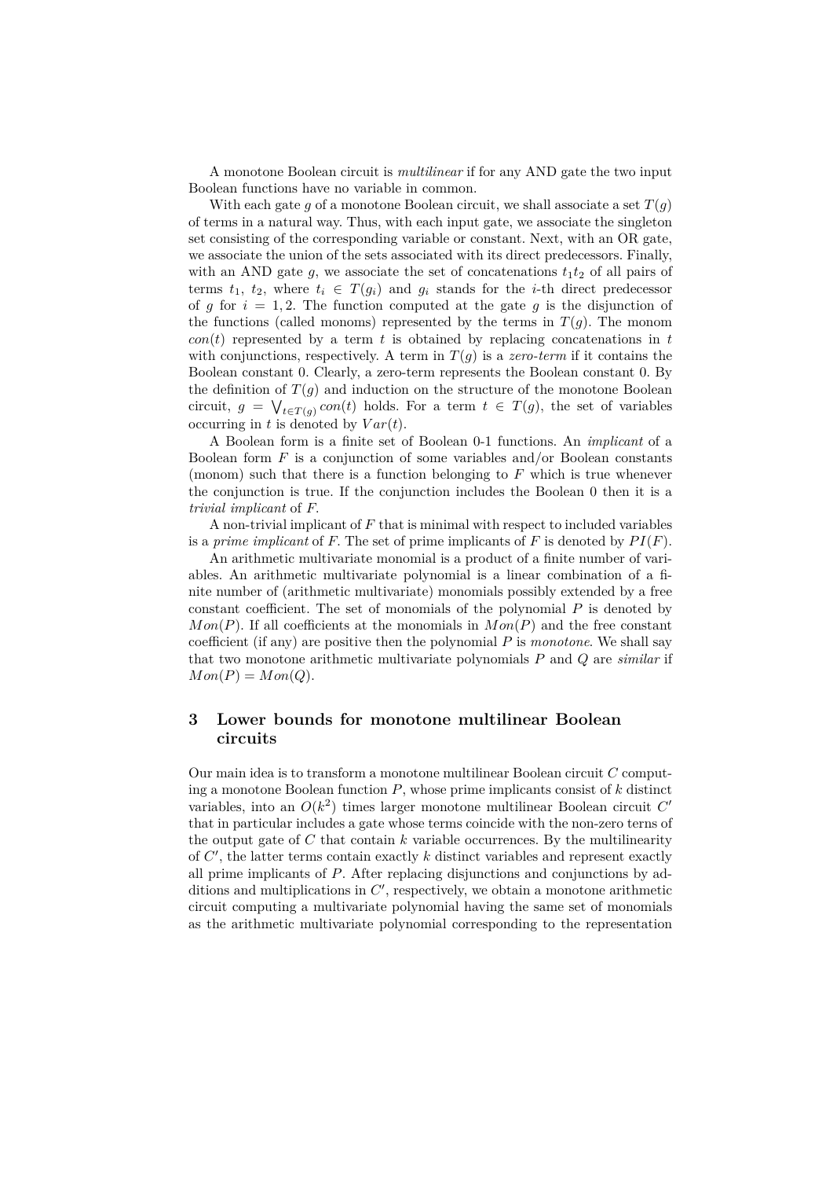A monotone Boolean circuit is *multilinear* if for any AND gate the two input Boolean functions have no variable in common.

With each gate $g$ of a monotone Boolean circuit, we shall associate a set $T(g)$ of terms in a natural way. Thus, with each input gate, we associate the singleton set consisting of the corresponding variable or constant. Next, with an OR gate, we associate the union of the sets associated with its direct predecessors. Finally, with an AND gate $g$, we associate the set of concatenations $t_1t_2$ of all pairs of terms $t_1$, $t_2$, where $t_i \in T(g_i)$ and $g_i$ stands for the $i$-th direct predecessor of $g$ for $i = 1, 2$. The function computed at the gate $g$ is the disjunction of the functions (called monoms) represented by the terms in $T(g)$. The monom $con(t)$ represented by a term $t$ is obtained by replacing concatenations in $t$ with conjunctions, respectively. A term in $T(g)$ is a *zero-term* if it contains the Boolean constant 0. Clearly, a zero-term represents the Boolean constant 0. By the definition of $T(g)$ and induction on the structure of the monotone Boolean circuit, $g = \bigvee_{t \in T(g)} con(t)$ holds. For a term $t \in T(g)$, the set of variables occurring in $t$ is denoted by $Var(t)$.

A Boolean form is a finite set of Boolean 0-1 functions. An *implicant* of a Boolean form $F$ is a conjunction of some variables and/or Boolean constants (monom) such that there is a function belonging to $F$ which is true whenever the conjunction is true. If the conjunction includes the Boolean 0 then it is a *trivial implicant* of $F$.

A non-trivial implicant of $F$ that is minimal with respect to included variables is a *prime implicant* of $F$. The set of prime implicants of $F$ is denoted by $PI(F)$.

An arithmetic multivariate monomial is a product of a finite number of variables. An arithmetic multivariate polynomial is a linear combination of a finite number of (arithmetic multivariate) monomials possibly extended by a free constant coefficient. The set of monomials of the polynomial $P$ is denoted by $Mon(P)$. If all coefficients at the monomials in $Mon(P)$ and the free constant coefficient (if any) are positive then the polynomial $P$ is *monotone*. We shall say that two monotone arithmetic multivariate polynomials $P$ and $Q$ are *similar* if $Mon(P) = Mon(Q)$.

## 3 Lower bounds for monotone multilinear Boolean circuits

Our main idea is to transform a monotone multilinear Boolean circuit $C$ computing a monotone Boolean function $P$, whose prime implicants consist of $k$ distinct variables, into an $O(k^2)$ times larger monotone multilinear Boolean circuit $C'$ that in particular includes a gate whose terms coincide with the non-zero terns of the output gate of $C$ that contain $k$ variable occurrences. By the multilinearity of $C'$, the latter terms contain exactly $k$ distinct variables and represent exactly all prime implicants of $P$. After replacing disjunctions and conjunctions by additions and multiplications in $C'$, respectively, we obtain a monotone arithmetic circuit computing a multivariate polynomial having the same set of monomials as the arithmetic multivariate polynomial corresponding to the representation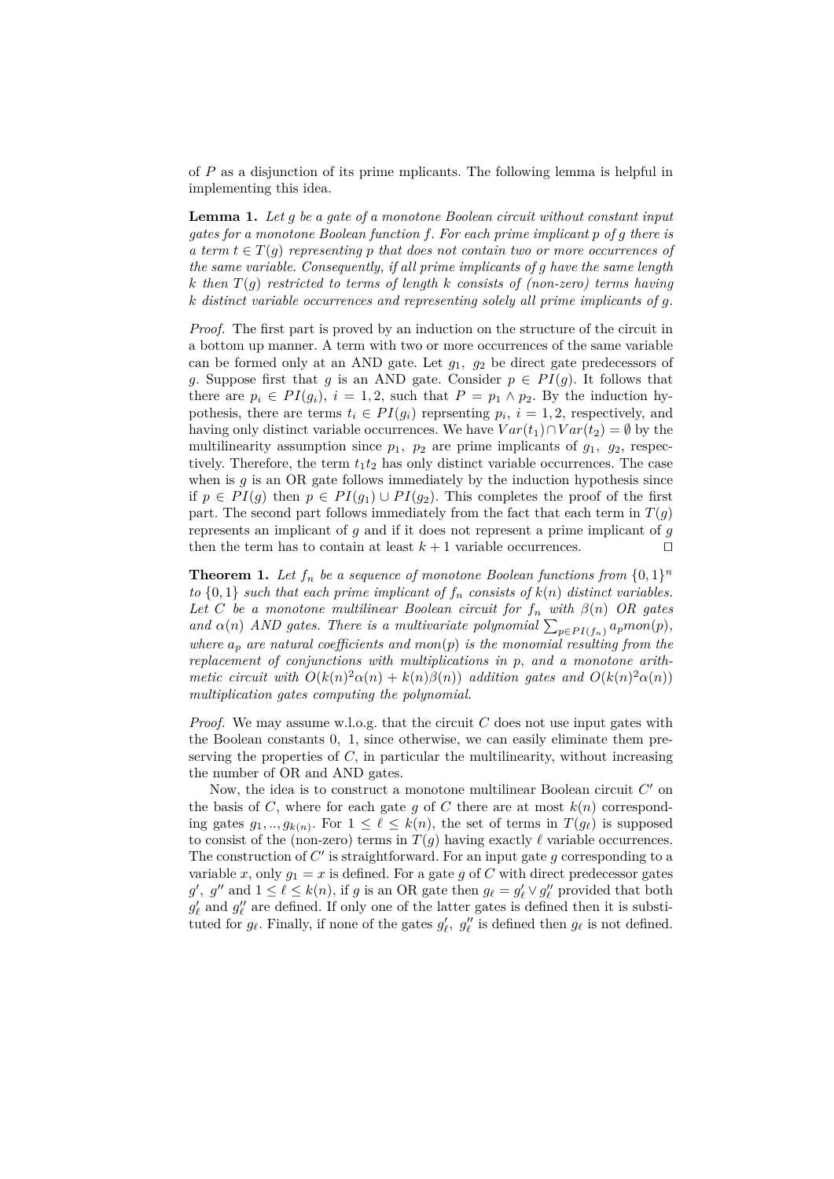of $P$ as a disjunction of its prime mplicants. The following lemma is helpful in implementing this idea.

**Lemma 1.** *Let $g$ be a gate of a monotone Boolean circuit without constant input gates for a monotone Boolean function $f$. For each prime implicant $p$ of $g$ there is a term $t \in T(g)$ representing $p$ that does not contain two or more occurrences of the same variable. Consequently, if all prime implicants of $g$ have the same length $k$ then $T(g)$ restricted to terms of length $k$ consists of (non-zero) terms having $k$ distinct variable occurrences and representing solely all prime implicants of $g$.*

*Proof.* The first part is proved by an induction on the structure of the circuit in a bottom up manner. A term with two or more occurrences of the same variable can be formed only at an AND gate. Let $g_1$, $g_2$ be direct gate predecessors of $g$. Suppose first that $g$ is an AND gate. Consider $p \in PI(g)$. It follows that there are $p_i \in PI(g_i)$, $i = 1, 2$, such that $P = p_1 \wedge p_2$. By the induction hypothesis, there are terms $t_i \in PI(g_i)$ reprsenting $p_i$, $i = 1, 2$, respectively, and having only distinct variable occurrences. We have $Var(t_1) \cap Var(t_2) = \emptyset$ by the multilinearity assumption since $p_1$, $p_2$ are prime implicants of $g_1$, $g_2$, respectively. Therefore, the term $t_1t_2$ has only distinct variable occurrences. The case when is $g$ is an OR gate follows immediately by the induction hypothesis since if $p \in PI(g)$ then $p \in PI(g_1) \cup PI(g_2)$. This completes the proof of the first part. The second part follows immediately from the fact that each term in $T(g)$ represents an implicant of $g$ and if it does not represent a prime implicant of $g$ then the term has to contain at least $k + 1$ variable occurrences. ⊓⊔

**Theorem 1.** *Let $f_n$ be a sequence of monotone Boolean functions from $\{0, 1\}^n$ to $\{0, 1\}$ such that each prime implicant of $f_n$ consists of $k(n)$ distinct variables. Let $C$ be a monotone multilinear Boolean circuit for $f_n$ with $\beta(n)$ OR gates and $\alpha(n)$ AND gates. There is a multivariate polynomial $\sum_{p \in PI(f_n)} a_p mon(p)$, where $a_p$ are natural coefficients and $mon(p)$ is the monomial resulting from the replacement of conjunctions with multiplications in $p$, and a monotone arithmetic circuit with $O(k(n)^2\alpha(n) + k(n)\beta(n))$ addition gates and $O(k(n)^2\alpha(n))$ multiplication gates computing the polynomial.*

*Proof.* We may assume w.l.o.g. that the circuit $C$ does not use input gates with the Boolean constants 0, 1, since otherwise, we can easily eliminate them preserving the properties of $C$, in particular the multilinearity, without increasing the number of OR and AND gates.

Now, the idea is to construct a monotone multilinear Boolean circuit $C'$ on the basis of $C$, where for each gate $g$ of $C$ there are at most $k(n)$ corresponding gates $g_1, .., g_{k(n)}$. For $1 \le \ell \le k(n)$, the set of terms in $T(g_\ell)$ is supposed to consist of the (non-zero) terms in $T(g)$ having exactly $\ell$ variable occurrences. The construction of $C'$ is straightforward. For an input gate $g$ corresponding to a variable $x$, only $g_1 = x$ is defined. For a gate $g$ of $C$ with direct predecessor gates $g'$, $g''$ and $1 \le \ell \le k(n)$, if $g$ is an OR gate then $g_\ell = g'_\ell \vee g''_\ell$ provided that both $g'_\ell$ and $g''_\ell$ are defined. If only one of the latter gates is defined then it is substituted for $g_\ell$. Finally, if none of the gates $g'_\ell$, $g''_\ell$ is defined then $g_\ell$ is not defined.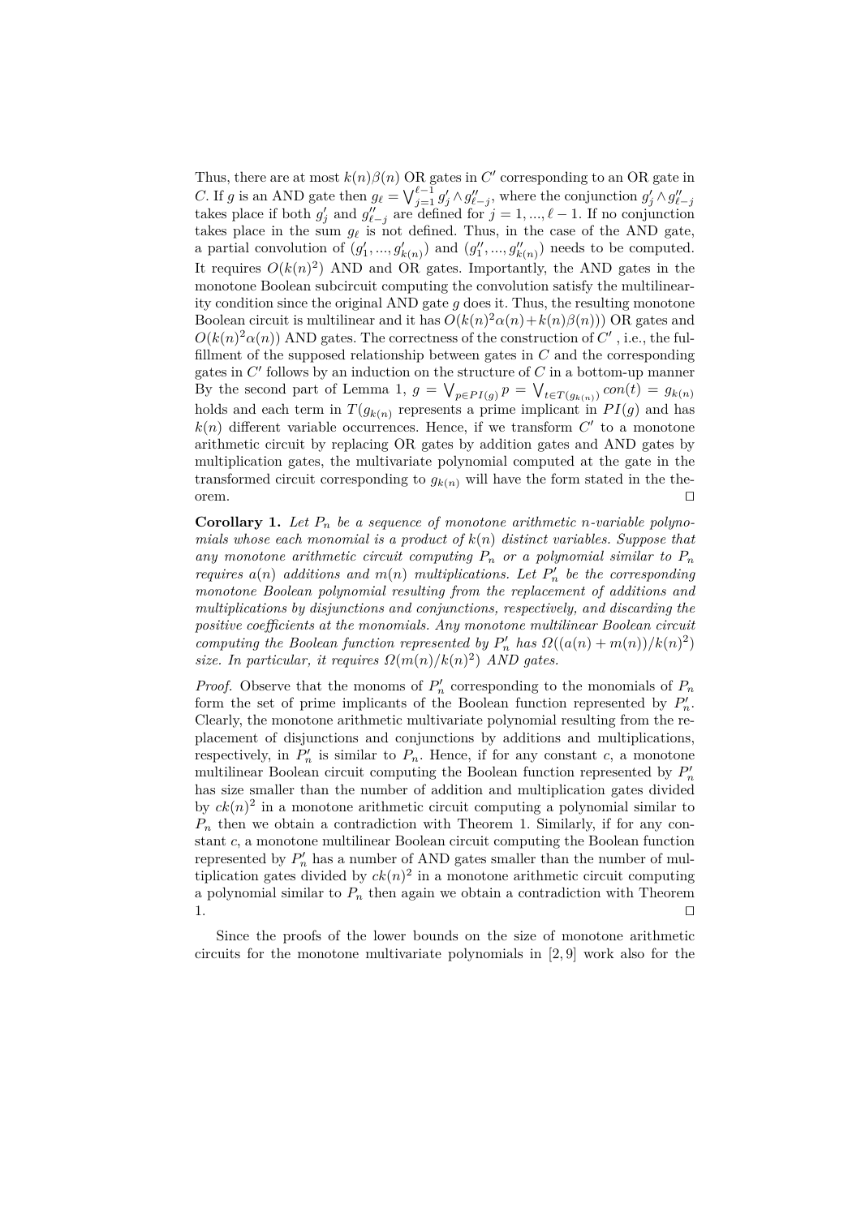Thus, there are at most $k(n)\beta(n)$ OR gates in $C'$ corresponding to an OR gate in $C$. If $g$ is an AND gate then $g_\ell = \bigvee_{j=1}^{\ell-1} g'_j \wedge g''_{\ell-j}$, where the conjunction $g'_j \wedge g''_{\ell-j}$ takes place if both $g'_j$ and $g''_{\ell-j}$ are defined for $j = 1, ..., \ell - 1$. If no conjunction takes place in the sum $g_\ell$ is not defined. Thus, in the case of the AND gate, a partial convolution of $(g'_1, ..., g'_{k(n)})$ and $(g''_1, ..., g''_{k(n)})$ needs to be computed. It requires $O(k(n)^2)$ AND and OR gates. Importantly, the AND gates in the monotone Boolean subcircuit computing the convolution satisfy the multilinearity condition since the original AND gate $g$ does it. Thus, the resulting monotone Boolean circuit is multilinear and it has $O(k(n)^2\alpha(n)+k(n)\beta(n)))$ OR gates and $O(k(n)^2\alpha(n))$ AND gates. The correctness of the construction of $C'$ , i.e., the fulfillment of the supposed relationship between gates in $C$ and the corresponding gates in $C'$ follows by an induction on the structure of $C$ in a bottom-up manner By the second part of Lemma 1, $g = \bigvee_{p\in PI(g)} p = \bigvee_{t\in T(g_{k(n)})} con(t) = g_{k(n)}$ holds and each term in $T(g_{k(n)})$ represents a prime implicant in $PI(g)$ and has $k(n)$ different variable occurrences. Hence, if we transform $C'$ to a monotone arithmetic circuit by replacing OR gates by addition gates and AND gates by multiplication gates, the multivariate polynomial computed at the gate in the transformed circuit corresponding to $g_{k(n)}$ will have the form stated in the theorem. □

**Corollary 1.** *Let $P_n$ be a sequence of monotone arithmetic $n$-variable polynomials whose each monomial is a product of $k(n)$ distinct variables. Suppose that any monotone arithmetic circuit computing $P_n$ or a polynomial similar to $P_n$ requires $a(n)$ additions and $m(n)$ multiplications. Let $P'_n$ be the corresponding monotone Boolean polynomial resulting from the replacement of additions and multiplications by disjunctions and conjunctions, respectively, and discarding the positive coefficients at the monomials. Any monotone multilinear Boolean circuit computing the Boolean function represented by $P'_n$ has $\Omega((a(n) + m(n))/k(n)^2)$ size. In particular, it requires $\Omega(m(n)/k(n)^2)$ AND gates.*

*Proof.* Observe that the monoms of $P'_n$ corresponding to the monomials of $P_n$ form the set of prime implicants of the Boolean function represented by $P'_n$. Clearly, the monotone arithmetic multivariate polynomial resulting from the replacement of disjunctions and conjunctions by additions and multiplications, respectively, in $P'_n$ is similar to $P_n$. Hence, if for any constant $c$, a monotone multilinear Boolean circuit computing the Boolean function represented by $P'_n$ has size smaller than the number of addition and multiplication gates divided by $ck(n)^2$ in a monotone arithmetic circuit computing a polynomial similar to $P_n$ then we obtain a contradiction with Theorem 1. Similarly, if for any constant $c$, a monotone multilinear Boolean circuit computing the Boolean function represented by $P'_n$ has a number of AND gates smaller than the number of multiplication gates divided by $ck(n)^2$ in a monotone arithmetic circuit computing a polynomial similar to $P_n$ then again we obtain a contradiction with Theorem 1. □

Since the proofs of the lower bounds on the size of monotone arithmetic circuits for the monotone multivariate polynomials in [2, 9] work also for the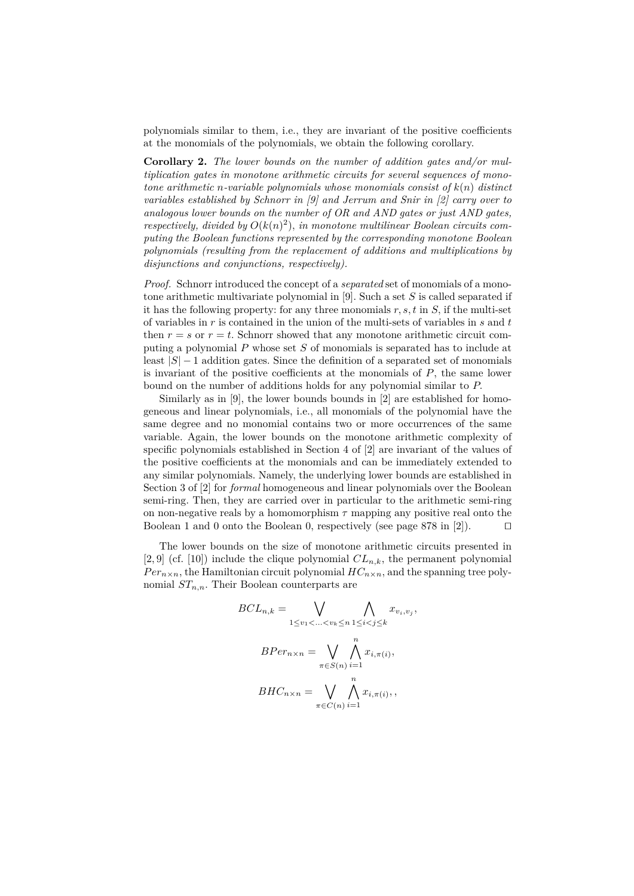polynomials similar to them, i.e., they are invariant of the positive coefficients at the monomials of the polynomials, we obtain the following corollary.

**Corollary 2.** *The lower bounds on the number of addition gates and/or multiplication gates in monotone arithmetic circuits for several sequences of monotone arithmetic $n$-variable polynomials whose monomials consist of $k(n)$ distinct variables established by Schnorr in [9] and Jerrum and Snir in [2] carry over to analogous lower bounds on the number of OR and AND gates or just AND gates, respectively, divided by $O(k(n)^2)$, in monotone multilinear Boolean circuits computing the Boolean functions represented by the corresponding monotone Boolean polynomials (resulting from the replacement of additions and multiplications by disjunctions and conjunctions, respectively).*

*Proof.* Schnorr introduced the concept of a *separated* set of monomials of a monotone arithmetic multivariate polynomial in [9]. Such a set $S$ is called separated if it has the following property: for any three monomials $r, s, t$ in $S$, if the multi-set of variables in $r$ is contained in the union of the multi-sets of variables in $s$ and $t$ then $r = s$ or $r = t$. Schnorr showed that any monotone arithmetic circuit computing a polynomial $P$ whose set $S$ of monomials is separated has to include at least $|S| - 1$ addition gates. Since the definition of a separated set of monomials is invariant of the positive coefficients at the monomials of $P$, the same lower bound on the number of additions holds for any polynomial similar to $P$.

Similarly as in [9], the lower bounds bounds in [2] are established for homogeneous and linear polynomials, i.e., all monomials of the polynomial have the same degree and no monomial contains two or more occurrences of the same variable. Again, the lower bounds on the monotone arithmetic complexity of specific polynomials established in Section 4 of [2] are invariant of the values of the positive coefficients at the monomials and can be immediately extended to any similar polynomials. Namely, the underlying lower bounds are established in Section 3 of [2] for *formal* homogeneous and linear polynomials over the Boolean semi-ring. Then, they are carried over in particular to the arithmetic semi-ring on non-negative reals by a homomorphism $\tau$ mapping any positive real onto the Boolean 1 and 0 onto the Boolean 0, respectively (see page 878 in [2]). ◻

The lower bounds on the size of monotone arithmetic circuits presented in [2, 9] (cf. [10]) include the clique polynomial $CL_{n,k}$, the permanent polynomial $Per_{n\times n}$, the Hamiltonian circuit polynomial $HC_{n\times n}$, and the spanning tree polynomial $ST_{n,n}$. Their Boolean counterparts are

$$BCL_{n,k} = \bigvee_{1\le v_1<\ldots<v_k\le n} \bigwedge_{1\le i<j\le k} x_{v_i,v_j},$$

$$BPer_{n\times n} = \bigvee_{\pi\in S(n)} \bigwedge_{i=1}^{n} x_{i,\pi(i)},$$

$$BHC_{n\times n} = \bigvee_{\pi\in C(n)} \bigwedge_{i=1}^{n} x_{i,\pi(i)},,$$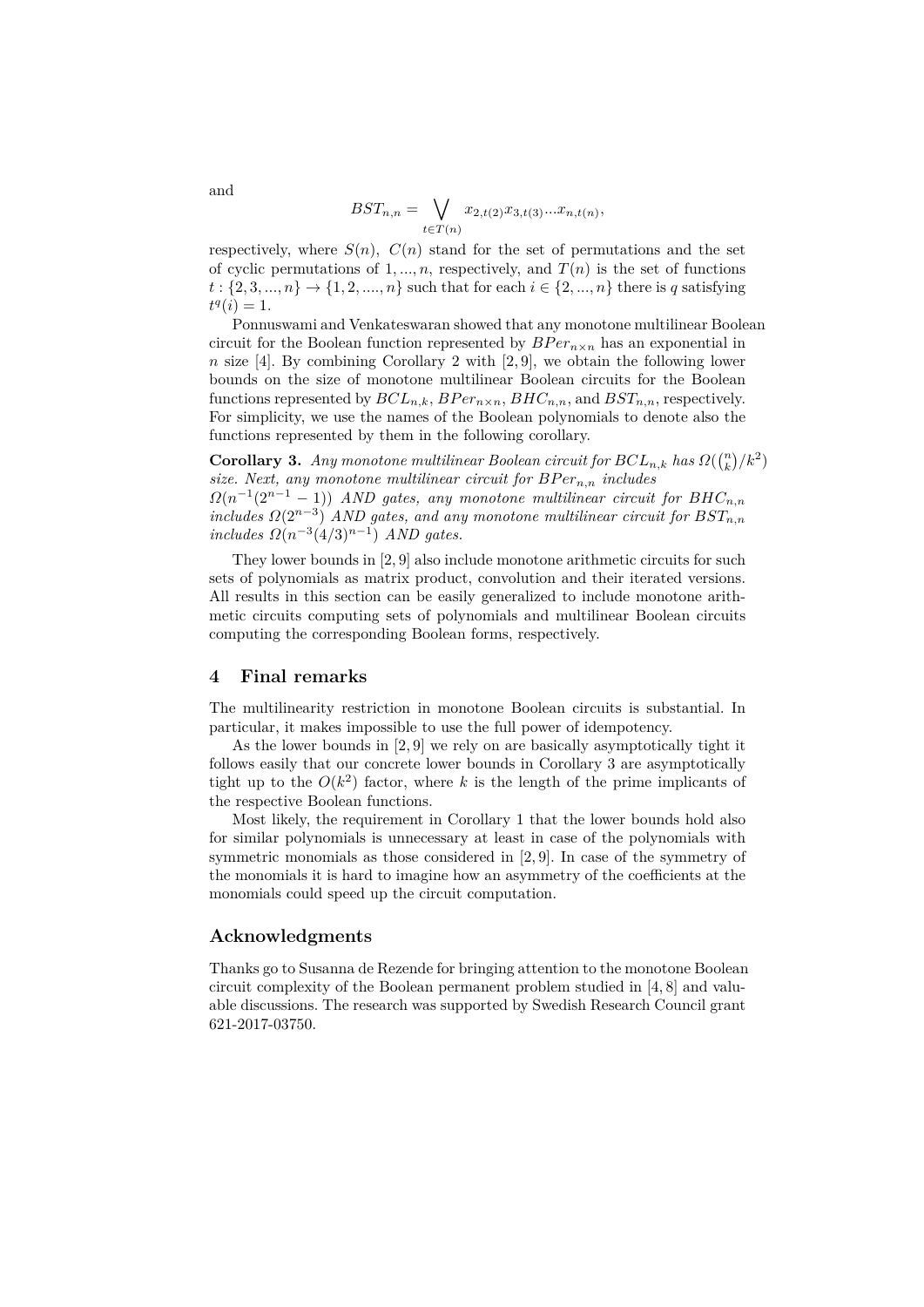and

$$BST_{n,n} = \bigvee_{t \in T(n)} x_{2,t(2)} x_{3,t(3)} ... x_{n,t(n)},$$

respectively, where $S(n)$, $C(n)$ stand for the set of permutations and the set of cyclic permutations of $1, ..., n$, respectively, and $T(n)$ is the set of functions $t : \{2, 3, ..., n\} \rightarrow \{1, 2, ...., n\}$ such that for each $i \in \{2, ..., n\}$ there is $q$ satisfying $t^q(i) = 1$.

Ponnuswami and Venkateswaran showed that any monotone multilinear Boolean circuit for the Boolean function represented by $BPer_{n \times n}$ has an exponential in $n$ size [4]. By combining Corollary 2 with [2, 9], we obtain the following lower bounds on the size of monotone multilinear Boolean circuits for the Boolean functions represented by $BCL_{n,k}$, $BPer_{n \times n}$, $BHC_{n,n}$, and $BST_{n,n}$, respectively. For simplicity, we use the names of the Boolean polynomials to denote also the functions represented by them in the following corollary.

**Corollary 3.** *Any monotone multilinear Boolean circuit for $BCL_{n,k}$ has $\Omega(\binom{n}{k}/k^2)$ size. Next, any monotone multilinear circuit for $BPer_{n,n}$ includes $\Omega(n^{-1}(2^{n-1} - 1))$ AND gates, any monotone multilinear circuit for $BHC_{n,n}$ includes $\Omega(2^{n-3})$ AND gates, and any monotone multilinear circuit for $BST_{n,n}$ includes $\Omega(n^{-3}(4/3)^{n-1})$ AND gates.*

They lower bounds in [2, 9] also include monotone arithmetic circuits for such sets of polynomials as matrix product, convolution and their iterated versions. All results in this section can be easily generalized to include monotone arithmetic circuits computing sets of polynomials and multilinear Boolean circuits computing the corresponding Boolean forms, respectively.

## 4 Final remarks

The multilinearity restriction in monotone Boolean circuits is substantial. In particular, it makes impossible to use the full power of idempotency.

As the lower bounds in [2, 9] we rely on are basically asymptotically tight it follows easily that our concrete lower bounds in Corollary 3 are asymptotically tight up to the $O(k^2)$ factor, where $k$ is the length of the prime implicants of the respective Boolean functions.

Most likely, the requirement in Corollary 1 that the lower bounds hold also for similar polynomials is unnecessary at least in case of the polynomials with symmetric monomials as those considered in [2, 9]. In case of the symmetry of the monomials it is hard to imagine how an asymmetry of the coefficients at the monomials could speed up the circuit computation.

## Acknowledgments

Thanks go to Susanna de Rezende for bringing attention to the monotone Boolean circuit complexity of the Boolean permanent problem studied in [4, 8] and valuable discussions. The research was supported by Swedish Research Council grant 621-2017-03750.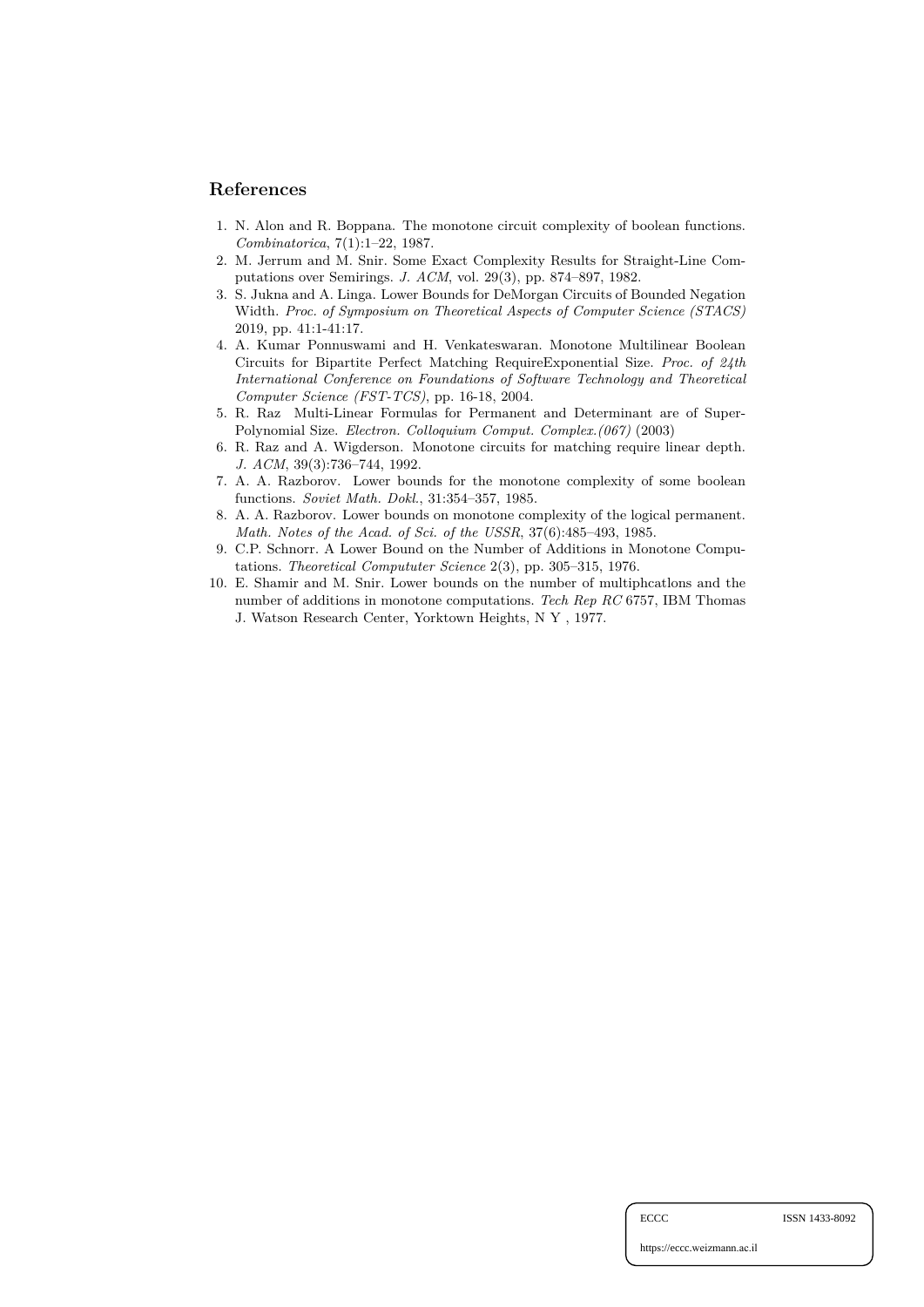## References

1. N. Alon and R. Boppana. The monotone circuit complexity of boolean functions. *Combinatorica*, 7(1):1–22, 1987.
2. M. Jerrum and M. Snir. Some Exact Complexity Results for Straight-Line Computations over Semirings. *J. ACM*, vol. 29(3), pp. 874–897, 1982.
3. S. Jukna and A. Linga. Lower Bounds for DeMorgan Circuits of Bounded Negation Width. *Proc. of Symposium on Theoretical Aspects of Computer Science (STACS)* 2019, pp. 41:1-41:17.
4. A. Kumar Ponnuswami and H. Venkateswaran. Monotone Multilinear Boolean Circuits for Bipartite Perfect Matching RequireExponential Size. *Proc. of 24th International Conference on Foundations of Software Technology and Theoretical Computer Science (FST-TCS)*, pp. 16-18, 2004.
5. R. Raz Multi-Linear Formulas for Permanent and Determinant are of Super-Polynomial Size. *Electron. Colloquium Comput. Complex.(067)* (2003)
6. R. Raz and A. Wigderson. Monotone circuits for matching require linear depth. *J. ACM*, 39(3):736–744, 1992.
7. A. A. Razborov. Lower bounds for the monotone complexity of some boolean functions. *Soviet Math. Dokl.*, 31:354–357, 1985.
8. A. A. Razborov. Lower bounds on monotone complexity of the logical permanent. *Math. Notes of the Acad. of Sci. of the USSR*, 37(6):485–493, 1985.
9. C.P. Schnorr. A Lower Bound on the Number of Additions in Monotone Computations. *Theoretical Compututer Science* 2(3), pp. 305–315, 1976.
10. E. Shamir and M. Snir. Lower bounds on the number of multiphcatlons and the number of additions in monotone computations. *Tech Rep RC* 6757, IBM Thomas J. Watson Research Center, Yorktown Heights, N Y , 1977.

ECCC ISSN 1433-8092

https://eccc.weizmann.ac.il